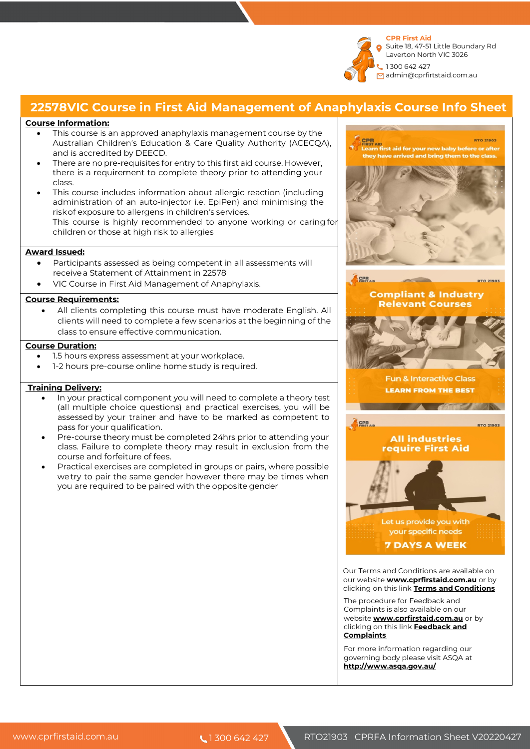**CPR First Aid**
Suite 18, 47-51 Little Boundary Rd
Laverton North VIC 3026
1 300 642 427
admin@cprfirstaid.com.au

# 22578VIC Course in First Aid Management of Anaphylaxis Course Info Sheet

**Course Information:**

- This course is an approved anaphylaxis management course by the Australian Children's Education & Care Quality Authority (ACECQA), and is accredited by DEECD.
- There are no pre-requisites for entry to this first aid course. However, there is a requirement to complete theory prior to attending your class.
- This course includes information about allergic reaction (including administration of an auto-injector i.e. EpiPen) and minimising the risk of exposure to allergens in children's services.
  This course is highly recommended to anyone working or caring for children or those at high risk to allergies

**Award Issued:**

- Participants assessed as being competent in all assessments will receive a Statement of Attainment in 22578
- VIC Course in First Aid Management of Anaphylaxis.

**Course Requirements:**

- All clients completing this course must have moderate English. All clients will need to complete a few scenarios at the beginning of the class to ensure effective communication.

**Course Duration:**

- 1.5 hours express assessment at your workplace.
- 1-2 hours pre-course online home study is required.

**Training Delivery:**

- In your practical component you will need to complete a theory test (all multiple choice questions) and practical exercises, you will be assessed by your trainer and have to be marked as competent to pass for your qualification.
- Pre-course theory must be completed 24hrs prior to attending your class. Failure to complete theory may result in exclusion from the course and forfeiture of fees.
- Practical exercises are completed in groups or pairs, where possible we try to pair the same gender however there may be times when you are required to be paired with the opposite gender

Our Terms and Conditions are available on our website **www.cprfirstaid.com.au** or by clicking on this link **Terms and Conditions**

The procedure for Feedback and Complaints is also available on our website **www.cprfirstaid.com.au** or by clicking on this link **Feedback and Complaints**

For more information regarding our governing body please visit ASQA at **http://www.asqa.gov.au/**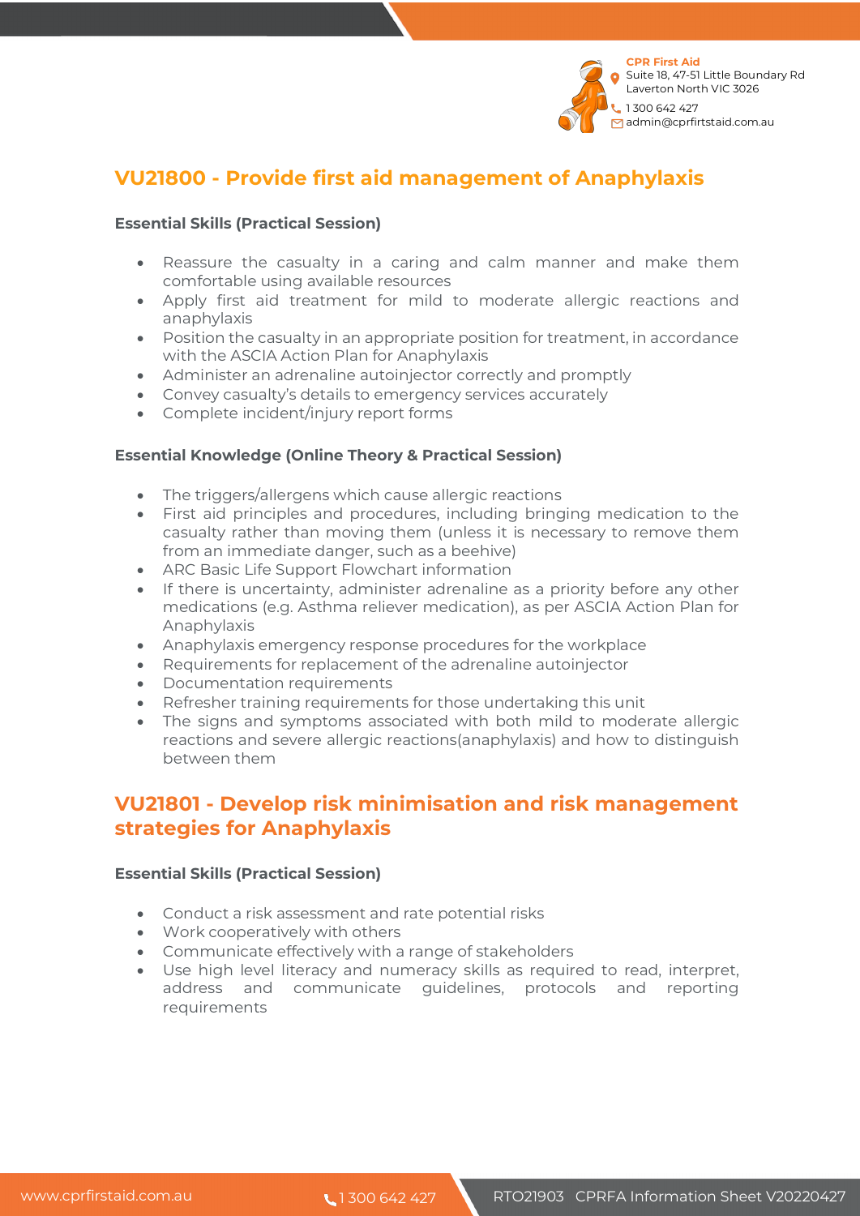## VU21800 - Provide first aid management of Anaphylaxis

**Essential Skills (Practical Session)**

- Reassure the casualty in a caring and calm manner and make them comfortable using available resources
- Apply first aid treatment for mild to moderate allergic reactions and anaphylaxis
- Position the casualty in an appropriate position for treatment, in accordance with the ASCIA Action Plan for Anaphylaxis
- Administer an adrenaline autoinjector correctly and promptly
- Convey casualty's details to emergency services accurately
- Complete incident/injury report forms

**Essential Knowledge (Online Theory & Practical Session)**

- The triggers/allergens which cause allergic reactions
- First aid principles and procedures, including bringing medication to the casualty rather than moving them (unless it is necessary to remove them from an immediate danger, such as a beehive)
- ARC Basic Life Support Flowchart information
- If there is uncertainty, administer adrenaline as a priority before any other medications (e.g. Asthma reliever medication), as per ASCIA Action Plan for Anaphylaxis
- Anaphylaxis emergency response procedures for the workplace
- Requirements for replacement of the adrenaline autoinjector
- Documentation requirements
- Refresher training requirements for those undertaking this unit
- The signs and symptoms associated with both mild to moderate allergic reactions and severe allergic reactions(anaphylaxis) and how to distinguish between them

## VU21801 - Develop risk minimisation and risk management strategies for Anaphylaxis

**Essential Skills (Practical Session)**

- Conduct a risk assessment and rate potential risks
- Work cooperatively with others
- Communicate effectively with a range of stakeholders
- Use high level literacy and numeracy skills as required to read, interpret, address and communicate guidelines, protocols and reporting requirements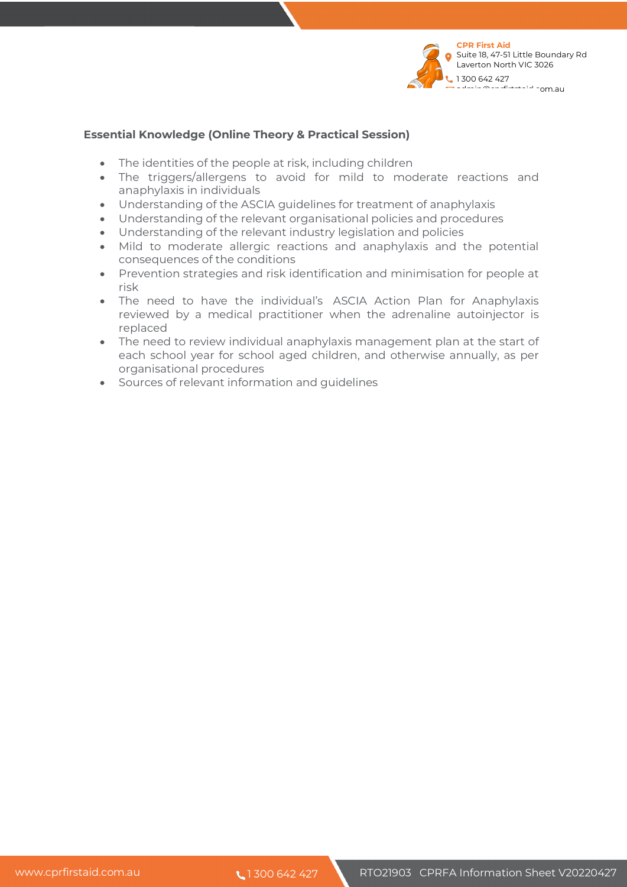**Essential Knowledge (Online Theory & Practical Session)**

- The identities of the people at risk, including children
- The triggers/allergens to avoid for mild to moderate reactions and anaphylaxis in individuals
- Understanding of the ASCIA guidelines for treatment of anaphylaxis
- Understanding of the relevant organisational policies and procedures
- Understanding of the relevant industry legislation and policies
- Mild to moderate allergic reactions and anaphylaxis and the potential consequences of the conditions
- Prevention strategies and risk identification and minimisation for people at risk
- The need to have the individual's ASCIA Action Plan for Anaphylaxis reviewed by a medical practitioner when the adrenaline autoinjector is replaced
- The need to review individual anaphylaxis management plan at the start of each school year for school aged children, and otherwise annually, as per organisational procedures
- Sources of relevant information and guidelines